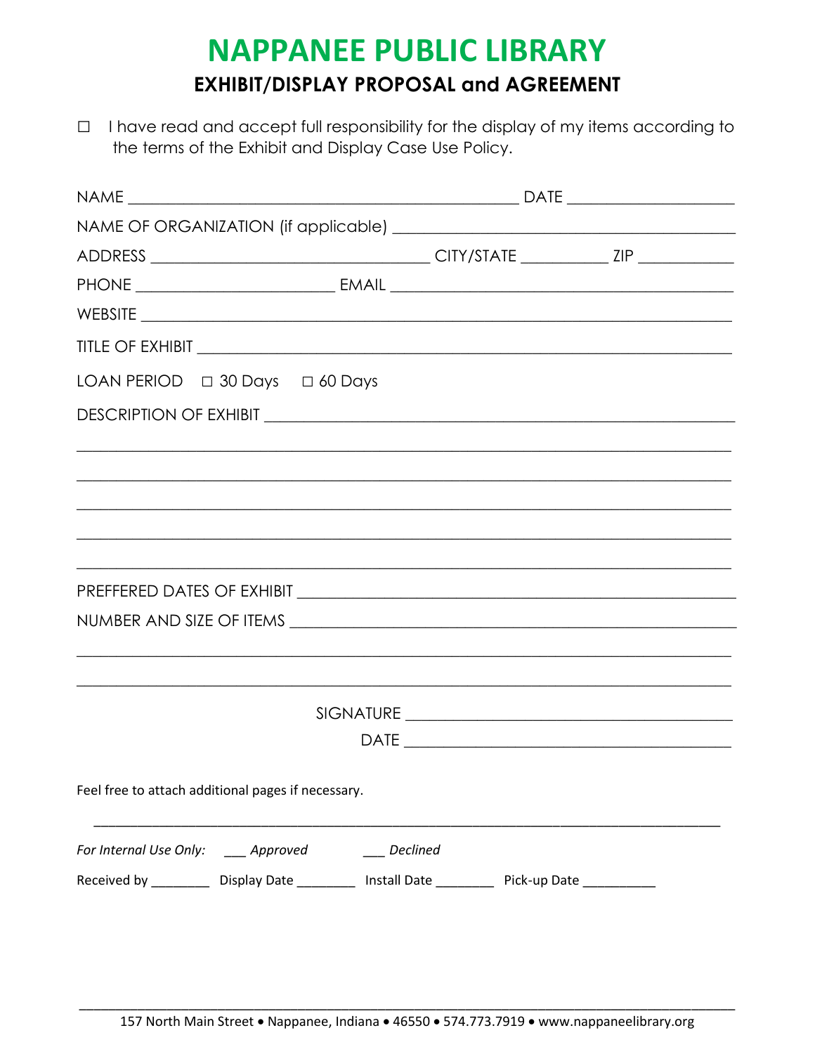# NAPPANEE PUBLIC LIBRARY

## EXHIBIT/DISPLAY PROPOSAL and AGREEMENT

☐ I have read and accept full responsibility for the display of my items according to the terms of the Exhibit and Display Case Use Policy.

NAME _______________________________________________ DATE ___________________

NAME OF ORGANIZATION (if applicable) ________________________________________

ADDRESS __________________________________ CITY/STATE __________ ZIP ___________

PHONE ________________________ EMAIL ________________________________________

WEBSITE _________________________________________________________________________

TITLE OF EXHIBIT ________________________________________________________________

LOAN PERIOD ☐ 30 Days ☐ 60 Days

DESCRIPTION OF EXHIBIT __________________________________________________________

_________________________________________________________________________________

_________________________________________________________________________________

_________________________________________________________________________________

_________________________________________________________________________________

_________________________________________________________________________________

PREFFERED DATES OF EXHIBIT ______________________________________________________

NUMBER AND SIZE OF ITEMS _______________________________________________________

_________________________________________________________________________________

_________________________________________________________________________________

SIGNATURE _______________________________________

DATE _______________________________________

Feel free to attach additional pages if necessary.

---

*For Internal Use Only:* ___ *Approved* ___ *Declined*

Received by ________ Display Date ________ Install Date ________ Pick-up Date __________

157 North Main Street • Nappanee, Indiana • 46550 • 574.773.7919 • www.nappaneelibrary.org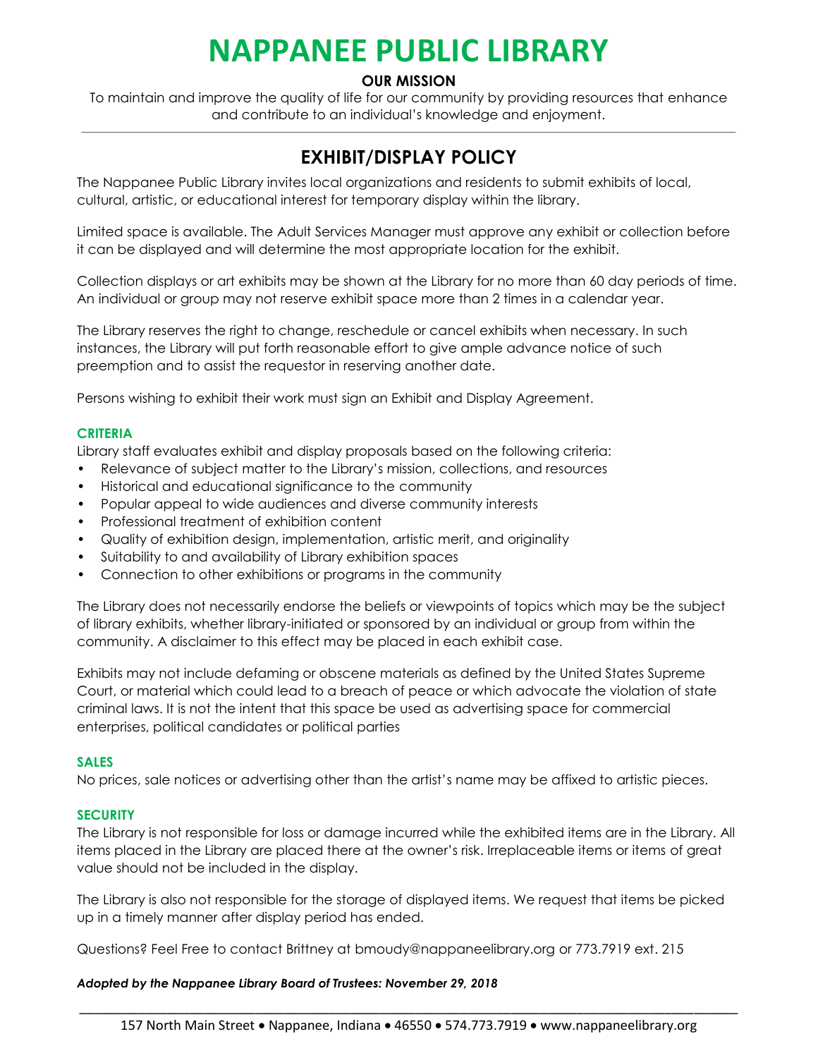# NAPPANEE PUBLIC LIBRARY

**OUR MISSION**

To maintain and improve the quality of life for our community by providing resources that enhance and contribute to an individual's knowledge and enjoyment.

---

## EXHIBIT/DISPLAY POLICY

The Nappanee Public Library invites local organizations and residents to submit exhibits of local, cultural, artistic, or educational interest for temporary display within the library.

Limited space is available. The Adult Services Manager must approve any exhibit or collection before it can be displayed and will determine the most appropriate location for the exhibit.

Collection displays or art exhibits may be shown at the Library for no more than 60 day periods of time. An individual or group may not reserve exhibit space more than 2 times in a calendar year.

The Library reserves the right to change, reschedule or cancel exhibits when necessary. In such instances, the Library will put forth reasonable effort to give ample advance notice of such preemption and to assist the requestor in reserving another date.

Persons wishing to exhibit their work must sign an Exhibit and Display Agreement.

### CRITERIA

Library staff evaluates exhibit and display proposals based on the following criteria:

- Relevance of subject matter to the Library's mission, collections, and resources
- Historical and educational significance to the community
- Popular appeal to wide audiences and diverse community interests
- Professional treatment of exhibition content
- Quality of exhibition design, implementation, artistic merit, and originality
- Suitability to and availability of Library exhibition spaces
- Connection to other exhibitions or programs in the community

The Library does not necessarily endorse the beliefs or viewpoints of topics which may be the subject of library exhibits, whether library-initiated or sponsored by an individual or group from within the community. A disclaimer to this effect may be placed in each exhibit case.

Exhibits may not include defaming or obscene materials as defined by the United States Supreme Court, or material which could lead to a breach of peace or which advocate the violation of state criminal laws. It is not the intent that this space be used as advertising space for commercial enterprises, political candidates or political parties

### SALES

No prices, sale notices or advertising other than the artist's name may be affixed to artistic pieces.

### SECURITY

The Library is not responsible for loss or damage incurred while the exhibited items are in the Library. All items placed in the Library are placed there at the owner's risk. Irreplaceable items or items of great value should not be included in the display.

The Library is also not responsible for the storage of displayed items. We request that items be picked up in a timely manner after display period has ended.

Questions? Feel Free to contact Brittney at bmoudy@nappaneelibrary.org or 773.7919 ext. 215

***Adopted by the Nappanee Library Board of Trustees: November 29, 2018***

157 North Main Street • Nappanee, Indiana • 46550 • 574.773.7919 • www.nappaneelibrary.org